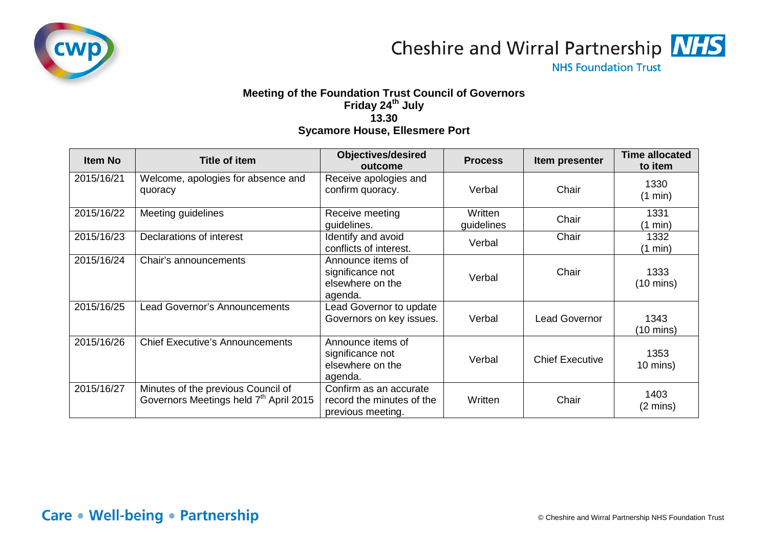Cheshire and Wirral Partnership NHS

NHS Foundation Trust

**Meeting of the Foundation Trust Council of Governors**
**Friday 24th July**
**13.30**
**Sycamore House, Ellesmere Port**

| Item No | Title of item | Objectives/desired outcome | Process | Item presenter | Time allocated to item |
|---|---|---|---|---|---|
| 2015/16/21 | Welcome, apologies for absence and quoracy | Receive apologies and confirm quoracy. | Verbal | Chair | 1330 (1 min) |
| 2015/16/22 | Meeting guidelines | Receive meeting guidelines. | Written guidelines | Chair | 1331 (1 min) |
| 2015/16/23 | Declarations of interest | Identify and avoid conflicts of interest. | Verbal | Chair | 1332 (1 min) |
| 2015/16/24 | Chair's announcements | Announce items of significance not elsewhere on the agenda. | Verbal | Chair | 1333 (10 mins) |
| 2015/16/25 | Lead Governor's Announcements | Lead Governor to update Governors on key issues. | Verbal | Lead Governor | 1343 (10 mins) |
| 2015/16/26 | Chief Executive's Announcements | Announce items of significance not elsewhere on the agenda. | Verbal | Chief Executive | 1353 10 mins) |
| 2015/16/27 | Minutes of the previous Council of Governors Meetings held 7th April 2015 | Confirm as an accurate record the minutes of the previous meeting. | Written | Chair | 1403 (2 mins) |

Care • Well-being • Partnership

© Cheshire and Wirral Partnership NHS Foundation Trust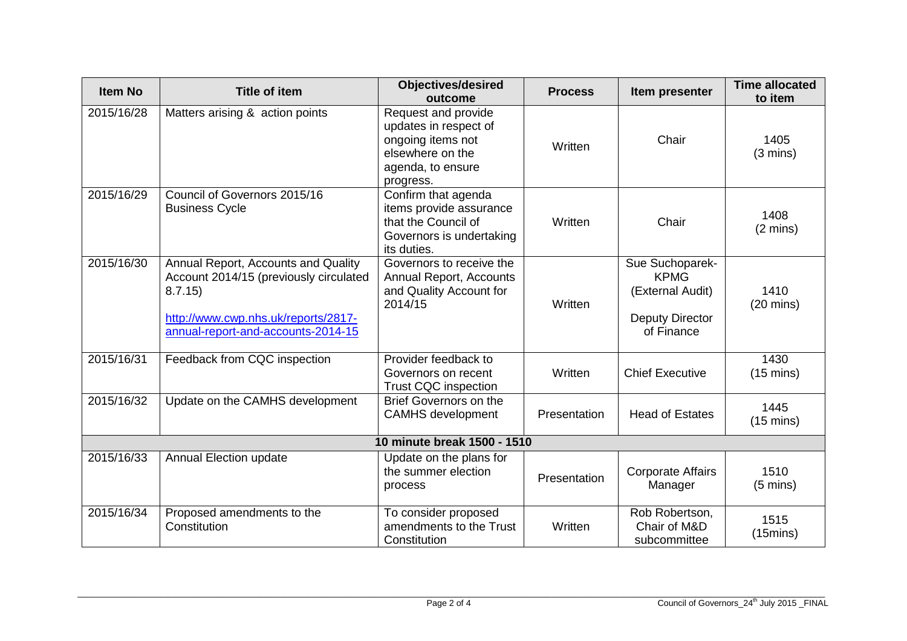| Item No | Title of item | Objectives/desired outcome | Process | Item presenter | Time allocated to item |
|---|---|---|---|---|---|
| 2015/16/28 | Matters arising & action points | Request and provide updates in respect of ongoing items not elsewhere on the agenda, to ensure progress. | Written | Chair | 1405 (3 mins) |
| 2015/16/29 | Council of Governors 2015/16 Business Cycle | Confirm that agenda items provide assurance that the Council of Governors is undertaking its duties. | Written | Chair | 1408 (2 mins) |
| 2015/16/30 | Annual Report, Accounts and Quality Account 2014/15 (previously circulated 8.7.15) [http://www.cwp.nhs.uk/reports/2817-annual-report-and-accounts-2014-15](http://www.cwp.nhs.uk/reports/2817-annual-report-and-accounts-2014-15) | Governors to receive the Annual Report, Accounts and Quality Account for 2014/15 | Written | Sue Suchoparek-KPMG (External Audit) Deputy Director of Finance | 1410 (20 mins) |
| 2015/16/31 | Feedback from CQC inspection | Provider feedback to Governors on recent Trust CQC inspection | Written | Chief Executive | 1430 (15 mins) |
| 2015/16/32 | Update on the CAMHS development | Brief Governors on the CAMHS development | Presentation | Head of Estates | 1445 (15 mins) |
| **10 minute break 1500 - 1510** | | | | | |
| 2015/16/33 | Annual Election update | Update on the plans for the summer election process | Presentation | Corporate Affairs Manager | 1510 (5 mins) |
| 2015/16/34 | Proposed amendments to the Constitution | To consider proposed amendments to the Trust Constitution | Written | Rob Robertson, Chair of M&D subcommittee | 1515 (15mins) |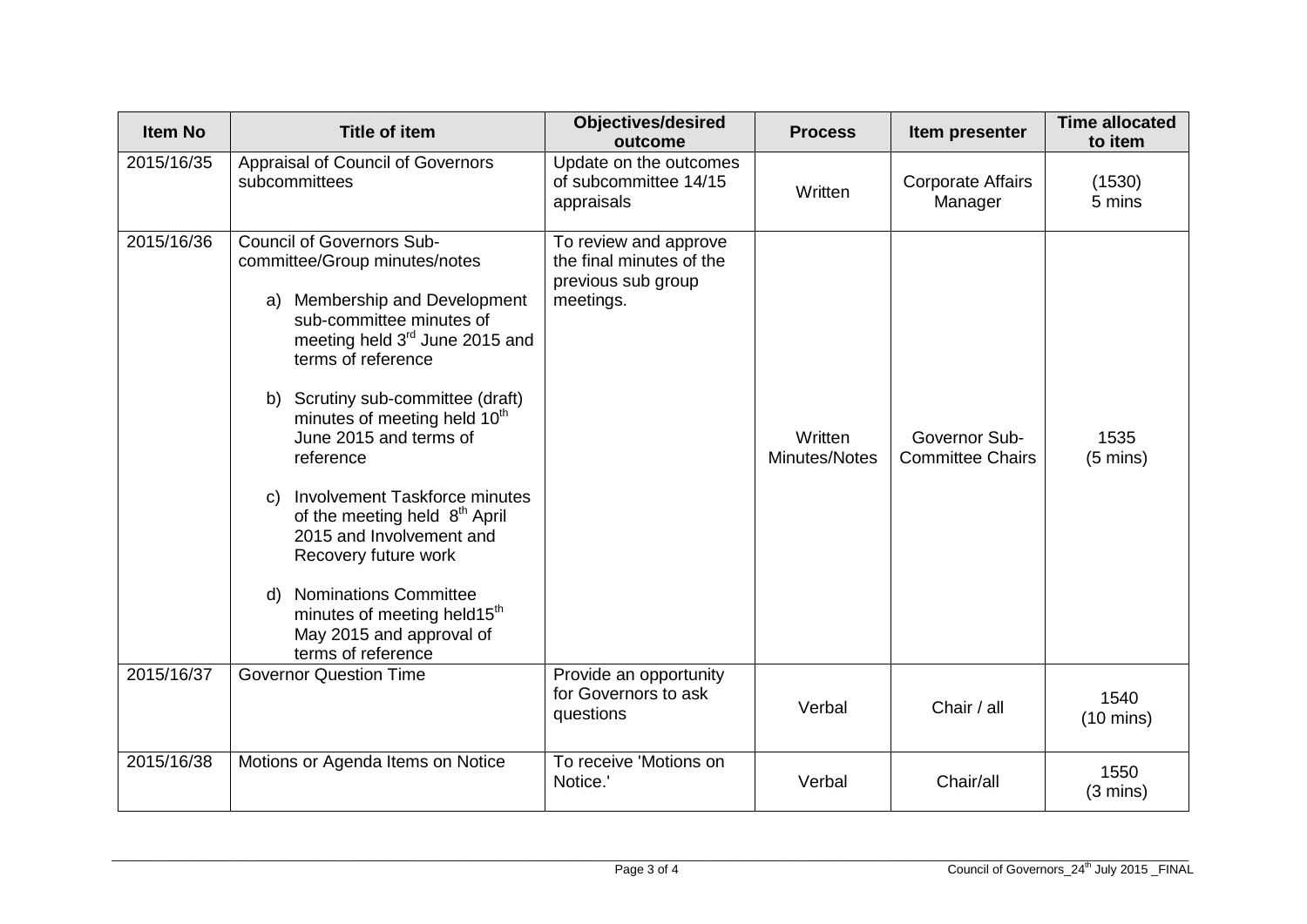| Item No | Title of item | Objectives/desired outcome | Process | Item presenter | Time allocated to item |
|---|---|---|---|---|---|
| 2015/16/35 | Appraisal of Council of Governors subcommittees | Update on the outcomes of subcommittee 14/15 appraisals | Written | Corporate Affairs Manager | (1530) 5 mins |
| 2015/16/36 | Council of Governors Sub-committee/Group minutes/notes<br><br>a) Membership and Development sub-committee minutes of meeting held 3rd June 2015 and terms of reference<br><br>b) Scrutiny sub-committee (draft) minutes of meeting held 10th June 2015 and terms of reference<br><br>c) Involvement Taskforce minutes of the meeting held 8th April 2015 and Involvement and Recovery future work<br><br>d) Nominations Committee minutes of meeting held15th May 2015 and approval of terms of reference | To review and approve the final minutes of the previous sub group meetings. | Written Minutes/Notes | Governor Sub-Committee Chairs | 1535 (5 mins) |
| 2015/16/37 | Governor Question Time | Provide an opportunity for Governors to ask questions | Verbal | Chair / all | 1540 (10 mins) |
| 2015/16/38 | Motions or Agenda Items on Notice | To receive 'Motions on Notice.' | Verbal | Chair/all | 1550 (3 mins) |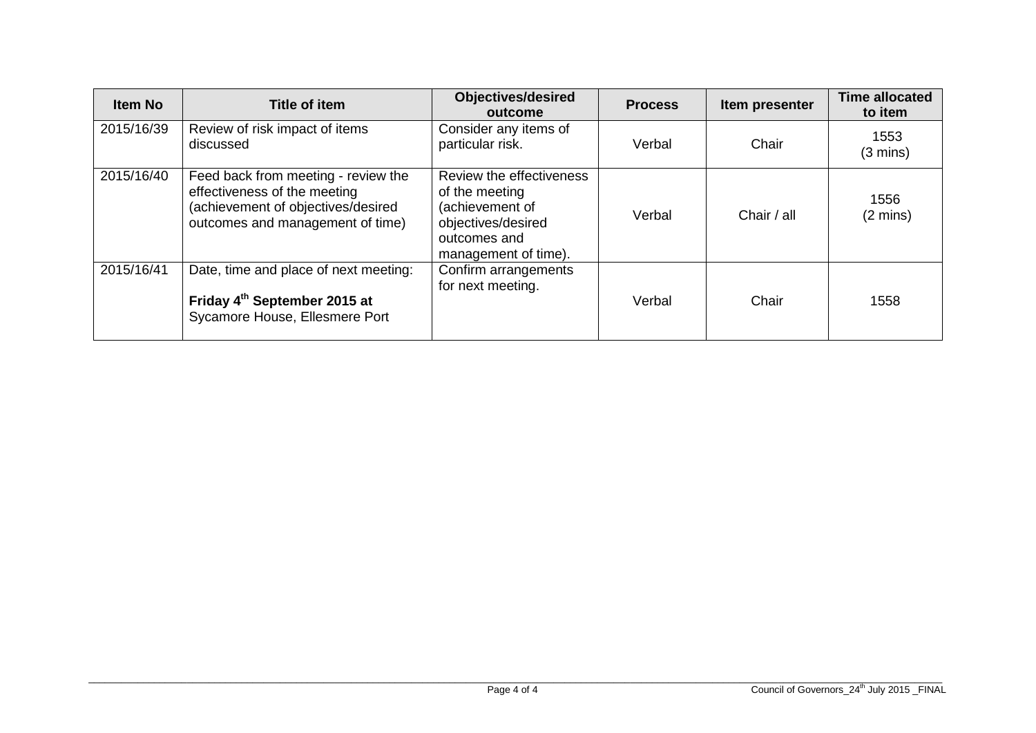| Item No | Title of item | Objectives/desired outcome | Process | Item presenter | Time allocated to item |
|---|---|---|---|---|---|
| 2015/16/39 | Review of risk impact of items discussed | Consider any items of particular risk. | Verbal | Chair | 1553 (3 mins) |
| 2015/16/40 | Feed back from meeting - review the effectiveness of the meeting (achievement of objectives/desired outcomes and management of time) | Review the effectiveness of the meeting (achievement of objectives/desired outcomes and management of time). | Verbal | Chair / all | 1556 (2 mins) |
| 2015/16/41 | Date, time and place of next meeting: **Friday 4th September 2015 at** Sycamore House, Ellesmere Port | Confirm arrangements for next meeting. | Verbal | Chair | 1558 |